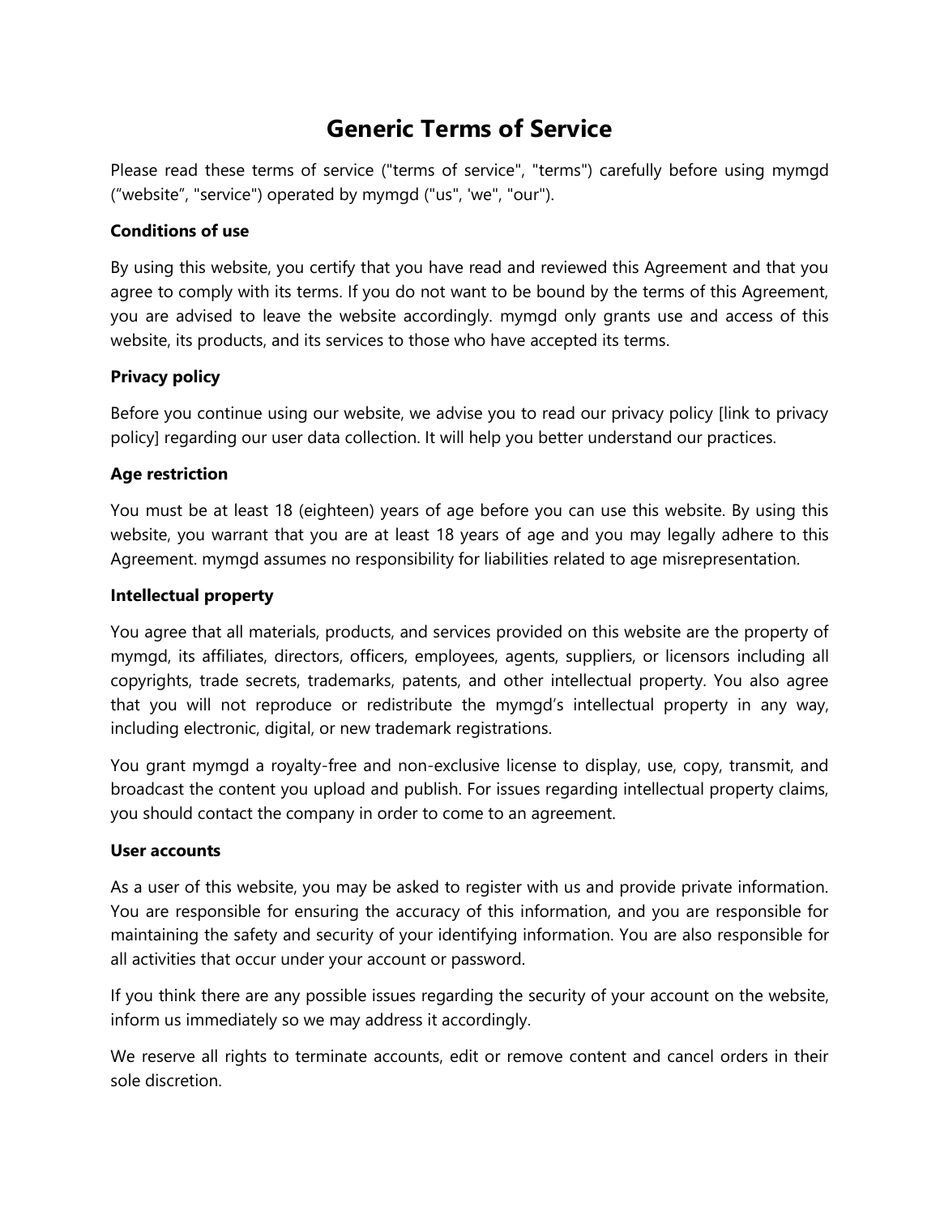# Generic Terms of Service

Please read these terms of service ("terms of service", "terms") carefully before using mymgd (“website”, "service") operated by mymgd ("us", 'we", "our").

**Conditions of use**

By using this website, you certify that you have read and reviewed this Agreement and that you agree to comply with its terms. If you do not want to be bound by the terms of this Agreement, you are advised to leave the website accordingly. mymgd only grants use and access of this website, its products, and its services to those who have accepted its terms.

**Privacy policy**

Before you continue using our website, we advise you to read our privacy policy [link to privacy policy] regarding our user data collection. It will help you better understand our practices.

**Age restriction**

You must be at least 18 (eighteen) years of age before you can use this website. By using this website, you warrant that you are at least 18 years of age and you may legally adhere to this Agreement. mymgd assumes no responsibility for liabilities related to age misrepresentation.

**Intellectual property**

You agree that all materials, products, and services provided on this website are the property of mymgd, its affiliates, directors, officers, employees, agents, suppliers, or licensors including all copyrights, trade secrets, trademarks, patents, and other intellectual property. You also agree that you will not reproduce or redistribute the mymgd’s intellectual property in any way, including electronic, digital, or new trademark registrations.

You grant mymgd a royalty-free and non-exclusive license to display, use, copy, transmit, and broadcast the content you upload and publish. For issues regarding intellectual property claims, you should contact the company in order to come to an agreement.

**User accounts**

As a user of this website, you may be asked to register with us and provide private information. You are responsible for ensuring the accuracy of this information, and you are responsible for maintaining the safety and security of your identifying information. You are also responsible for all activities that occur under your account or password.

If you think there are any possible issues regarding the security of your account on the website, inform us immediately so we may address it accordingly.

We reserve all rights to terminate accounts, edit or remove content and cancel orders in their sole discretion.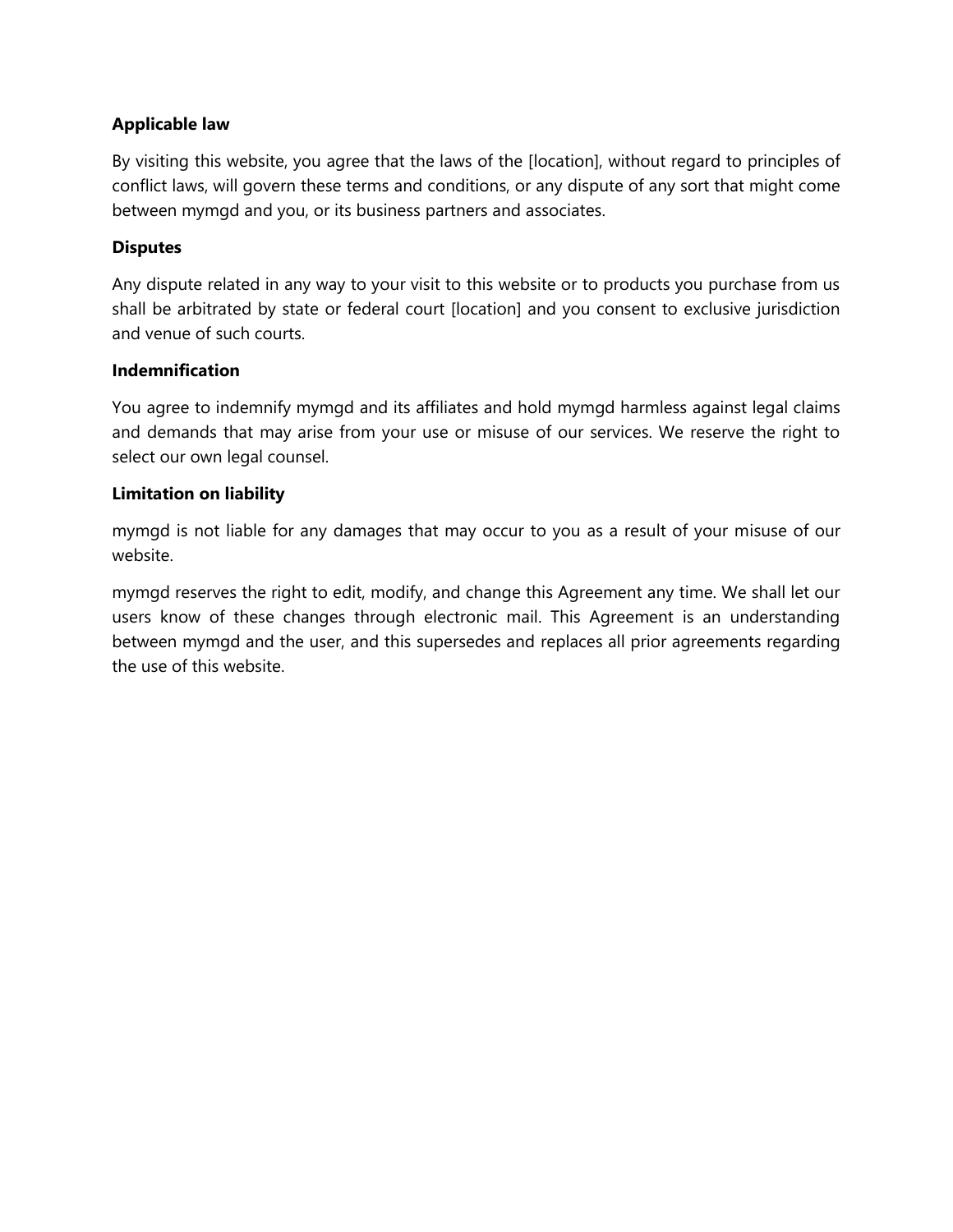**Applicable law**

By visiting this website, you agree that the laws of the [location], without regard to principles of conflict laws, will govern these terms and conditions, or any dispute of any sort that might come between mymgd and you, or its business partners and associates.

**Disputes**

Any dispute related in any way to your visit to this website or to products you purchase from us shall be arbitrated by state or federal court [location] and you consent to exclusive jurisdiction and venue of such courts.

**Indemnification**

You agree to indemnify mymgd and its affiliates and hold mymgd harmless against legal claims and demands that may arise from your use or misuse of our services. We reserve the right to select our own legal counsel.

**Limitation on liability**

mymgd is not liable for any damages that may occur to you as a result of your misuse of our website.

mymgd reserves the right to edit, modify, and change this Agreement any time. We shall let our users know of these changes through electronic mail. This Agreement is an understanding between mymgd and the user, and this supersedes and replaces all prior agreements regarding the use of this website.